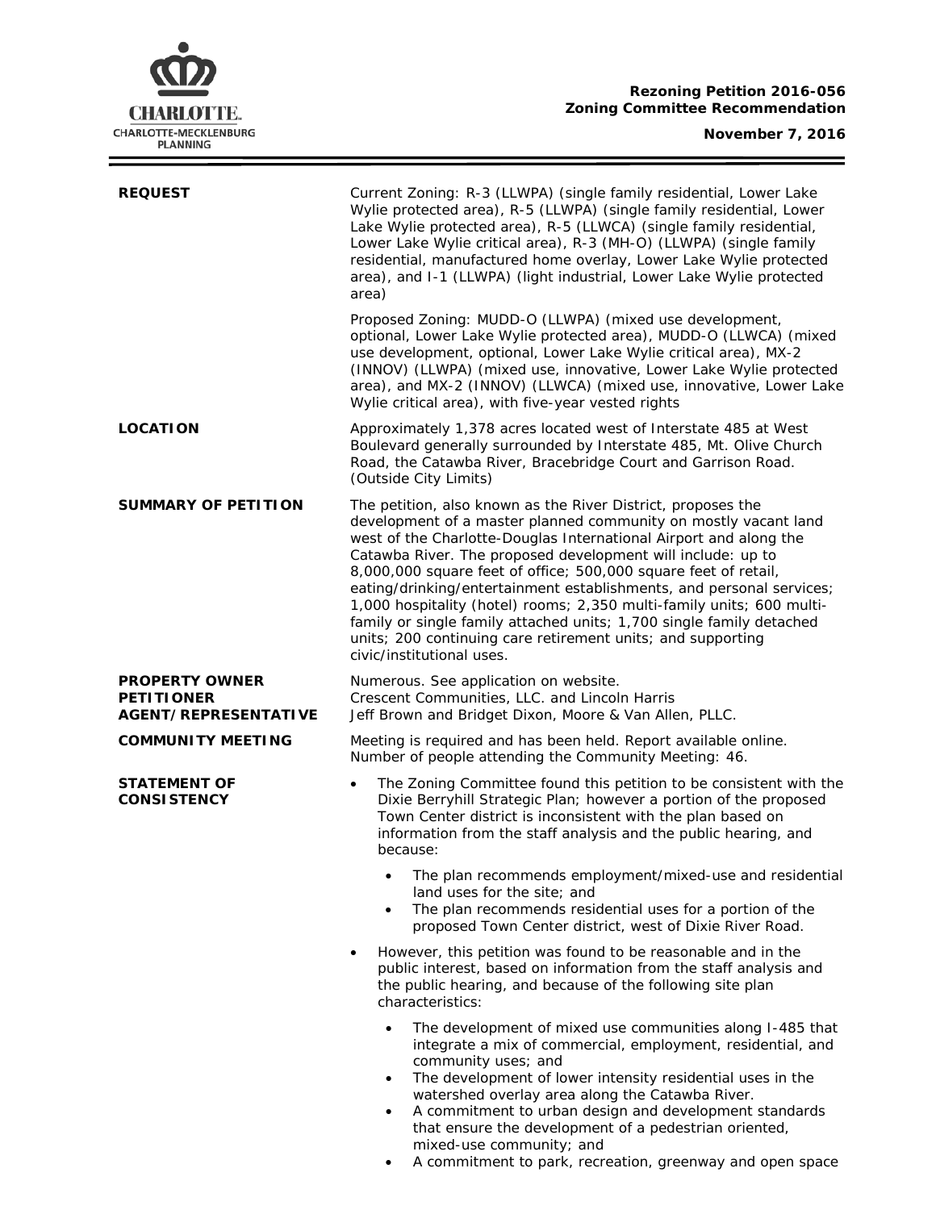**Rezoning Petition 2016-056**
**Zoning Committee Recommendation**

**November 7, 2016**

| | |
|---|---|
| **REQUEST** | Current Zoning: R-3 (LLWPA) (single family residential, Lower Lake Wylie protected area), R-5 (LLWPA) (single family residential, Lower Lake Wylie protected area), R-5 (LLWCA) (single family residential, Lower Lake Wylie critical area), R-3 (MH-O) (LLWPA) (single family residential, manufactured home overlay, Lower Lake Wylie protected area), and I-1 (LLWPA) (light industrial, Lower Lake Wylie protected area)<br><br>Proposed Zoning: MUDD-O (LLWPA) (mixed use development, optional, Lower Lake Wylie protected area), MUDD-O (LLWCA) (mixed use development, optional, Lower Lake Wylie critical area), MX-2 (INNOV) (LLWPA) (mixed use, innovative, Lower Lake Wylie protected area), and MX-2 (INNOV) (LLWCA) (mixed use, innovative, Lower Lake Wylie critical area), with five-year vested rights |
| **LOCATION** | Approximately 1,378 acres located west of Interstate 485 at West Boulevard generally surrounded by Interstate 485, Mt. Olive Church Road, the Catawba River, Bracebridge Court and Garrison Road. (Outside City Limits) |
| **SUMMARY OF PETITION** | The petition, also known as the River District, proposes the development of a master planned community on mostly vacant land west of the Charlotte-Douglas International Airport and along the Catawba River. The proposed development will include: up to 8,000,000 square feet of office; 500,000 square feet of retail, eating/drinking/entertainment establishments, and personal services; 1,000 hospitality (hotel) rooms; 2,350 multi-family units; 600 multi-family or single family attached units; 1,700 single family detached units; 200 continuing care retirement units; and supporting civic/institutional uses. |
| **PROPERTY OWNER**<br>**PETITIONER**<br>**AGENT/REPRESENTATIVE** | Numerous. See application on website.<br>Crescent Communities, LLC. and Lincoln Harris<br>Jeff Brown and Bridget Dixon, Moore & Van Allen, PLLC. |
| **COMMUNITY MEETING** | Meeting is required and has been held. Report available online.<br>Number of people attending the Community Meeting: 46. |

**STATEMENT OF CONSISTENCY**

- The Zoning Committee found this petition to be consistent with the Dixie Berryhill Strategic Plan; however a portion of the proposed Town Center district is inconsistent with the plan based on information from the staff analysis and the public hearing, and because:
  - The plan recommends employment/mixed-use and residential land uses for the site; and
  - The plan recommends residential uses for a portion of the proposed Town Center district, west of Dixie River Road.
- However, this petition was found to be reasonable and in the public interest, based on information from the staff analysis and the public hearing, and because of the following site plan characteristics:
  - The development of mixed use communities along I-485 that integrate a mix of commercial, employment, residential, and community uses; and
  - The development of lower intensity residential uses in the watershed overlay area along the Catawba River.
  - A commitment to urban design and development standards that ensure the development of a pedestrian oriented, mixed-use community; and
  - A commitment to park, recreation, greenway and open space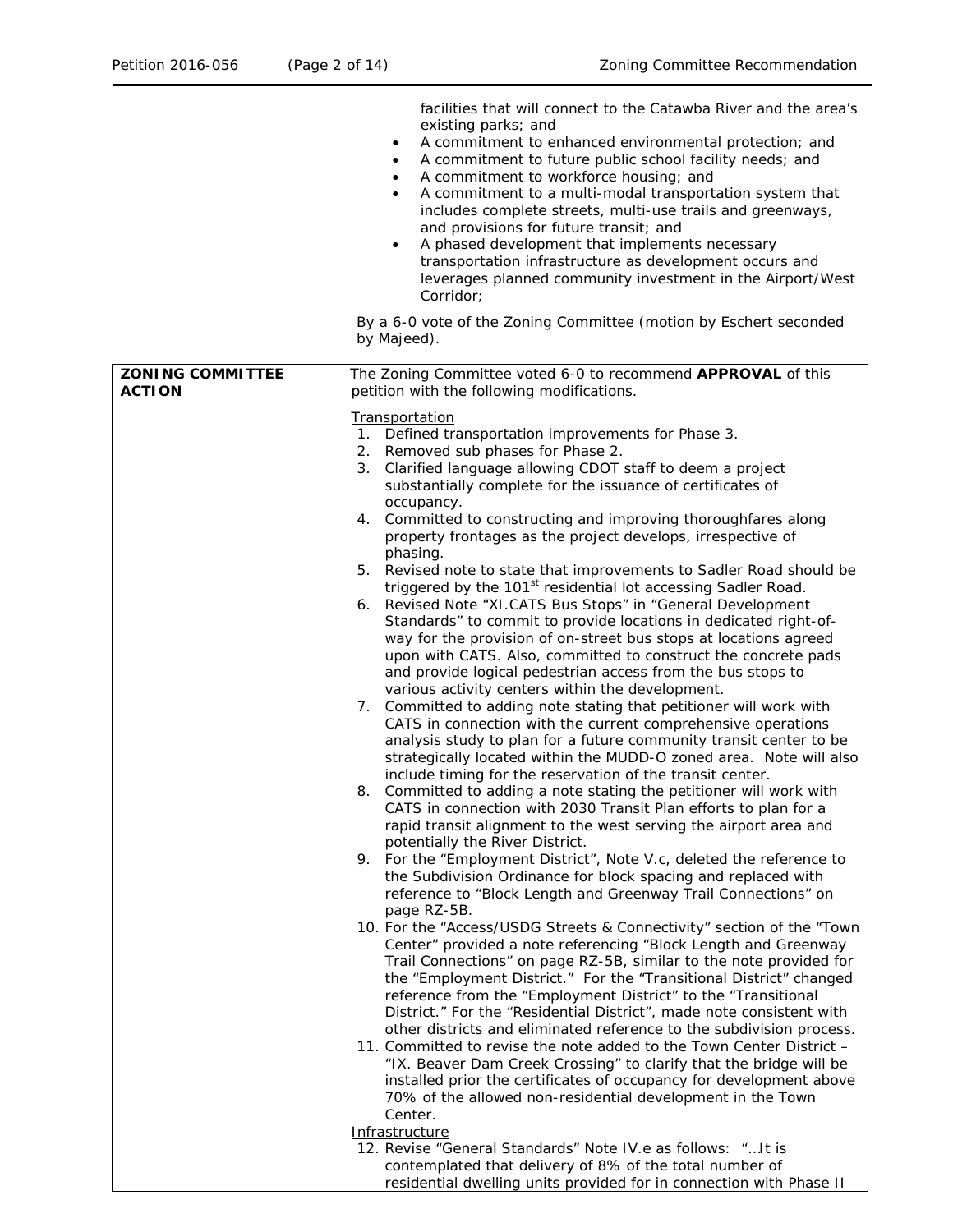facilities that will connect to the Catawba River and the area's existing parks; and

- A commitment to enhanced environmental protection; and
- A commitment to future public school facility needs; and
- A commitment to workforce housing; and
- A commitment to a multi-modal transportation system that includes complete streets, multi-use trails and greenways, and provisions for future transit; and
- A phased development that implements necessary transportation infrastructure as development occurs and leverages planned community investment in the Airport/West Corridor;

By a 6-0 vote of the Zoning Committee (motion by Eschert seconded by Majeed).

| **ZONING COMMITTEE ACTION** | The Zoning Committee voted 6-0 to recommend **APPROVAL** of this petition with the following modifications.<br><br>Transportation<br>1. Defined transportation improvements for Phase 3.<br>2. Removed sub phases for Phase 2.<br>3. Clarified language allowing CDOT staff to deem a project substantially complete for the issuance of certificates of occupancy.<br>4. Committed to constructing and improving thoroughfares along property frontages as the project develops, irrespective of phasing.<br>5. Revised note to state that improvements to Sadler Road should be triggered by the 101st residential lot accessing Sadler Road.<br>6. Revised Note "XI.CATS Bus Stops" in "General Development Standards" to commit to provide locations in dedicated right-of-way for the provision of on-street bus stops at locations agreed upon with CATS. Also, committed to construct the concrete pads and provide logical pedestrian access from the bus stops to various activity centers within the development.<br>7. Committed to adding note stating that petitioner will work with CATS in connection with the current comprehensive operations analysis study to plan for a future community transit center to be strategically located within the MUDD-O zoned area. Note will also include timing for the reservation of the transit center.<br>8. Committed to adding a note stating the petitioner will work with CATS in connection with 2030 Transit Plan efforts to plan for a rapid transit alignment to the west serving the airport area and potentially the River District.<br>9. For the "Employment District", Note V.c, deleted the reference to the Subdivision Ordinance for block spacing and replaced with reference to "Block Length and Greenway Trail Connections" on page RZ-5B.<br>10. For the "Access/USDG Streets & Connectivity" section of the "Town Center" provided a note referencing "Block Length and Greenway Trail Connections" on page RZ-5B, similar to the note provided for the "Employment District." For the "Transitional District" changed reference from the "Employment District" to the "Transitional District." For the "Residential District", made note consistent with other districts and eliminated reference to the subdivision process.<br>11. Committed to revise the note added to the Town Center District – "IX. Beaver Dam Creek Crossing" to clarify that the bridge will be installed prior the certificates of occupancy for development above 70% of the allowed non-residential development in the Town Center.<br><br>Infrastructure<br>12. Revise "General Standards" Note IV.e as follows: "…It is contemplated that delivery of 8% of the total number of residential dwelling units provided for in connection with Phase II |
|---|---|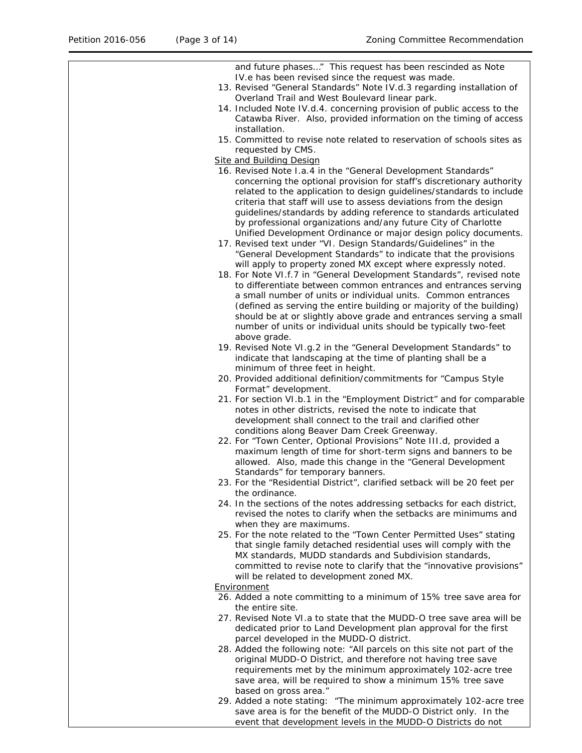and future phases…" This request has been rescinded as Note IV.e has been revised since the request was made.

13. Revised "General Standards" Note IV.d.3 regarding installation of Overland Trail and West Boulevard linear park.
14. Included Note IV.d.4. concerning provision of public access to the Catawba River. Also, provided information on the timing of access installation.
15. Committed to revise note related to reservation of schools sites as requested by CMS.

Site and Building Design

16. Revised Note I.a.4 in the "General Development Standards" concerning the optional provision for staff's discretionary authority related to the application to design guidelines/standards to include criteria that staff will use to assess deviations from the design guidelines/standards by adding reference to standards articulated by professional organizations and/any future City of Charlotte Unified Development Ordinance or major design policy documents.
17. Revised text under "VI. Design Standards/Guidelines" in the "General Development Standards" to indicate that the provisions will apply to property zoned MX except where expressly noted.
18. For Note VI.f.7 in "General Development Standards", revised note to differentiate between common entrances and entrances serving a small number of units or individual units. Common entrances (defined as serving the entire building or majority of the building) should be at or slightly above grade and entrances serving a small number of units or individual units should be typically two-feet above grade.
19. Revised Note VI.g.2 in the "General Development Standards" to indicate that landscaping at the time of planting shall be a minimum of three feet in height.
20. Provided additional definition/commitments for "Campus Style Format" development.
21. For section VI.b.1 in the "Employment District" and for comparable notes in other districts, revised the note to indicate that development shall connect to the trail and clarified other conditions along Beaver Dam Creek Greenway.
22. For "Town Center, Optional Provisions" Note III.d, provided a maximum length of time for short-term signs and banners to be allowed. Also, made this change in the "General Development Standards" for temporary banners.
23. For the "Residential District", clarified setback will be 20 feet per the ordinance.
24. In the sections of the notes addressing setbacks for each district, revised the notes to clarify when the setbacks are minimums and when they are maximums.
25. For the note related to the "Town Center Permitted Uses" stating that single family detached residential uses will comply with the MX standards, MUDD standards and Subdivision standards, committed to revise note to clarify that the "innovative provisions" will be related to development zoned MX.

Environment

26. Added a note committing to a minimum of 15% tree save area for the entire site.
27. Revised Note VI.a to state that the MUDD-O tree save area will be dedicated prior to Land Development plan approval for the first parcel developed in the MUDD-O district.
28. Added the following note: "All parcels on this site not part of the original MUDD-O District, and therefore not having tree save requirements met by the minimum approximately 102-acre tree save area, will be required to show a minimum 15% tree save based on gross area."
29. Added a note stating: "The minimum approximately 102-acre tree save area is for the benefit of the MUDD-O District only. In the event that development levels in the MUDD-O Districts do not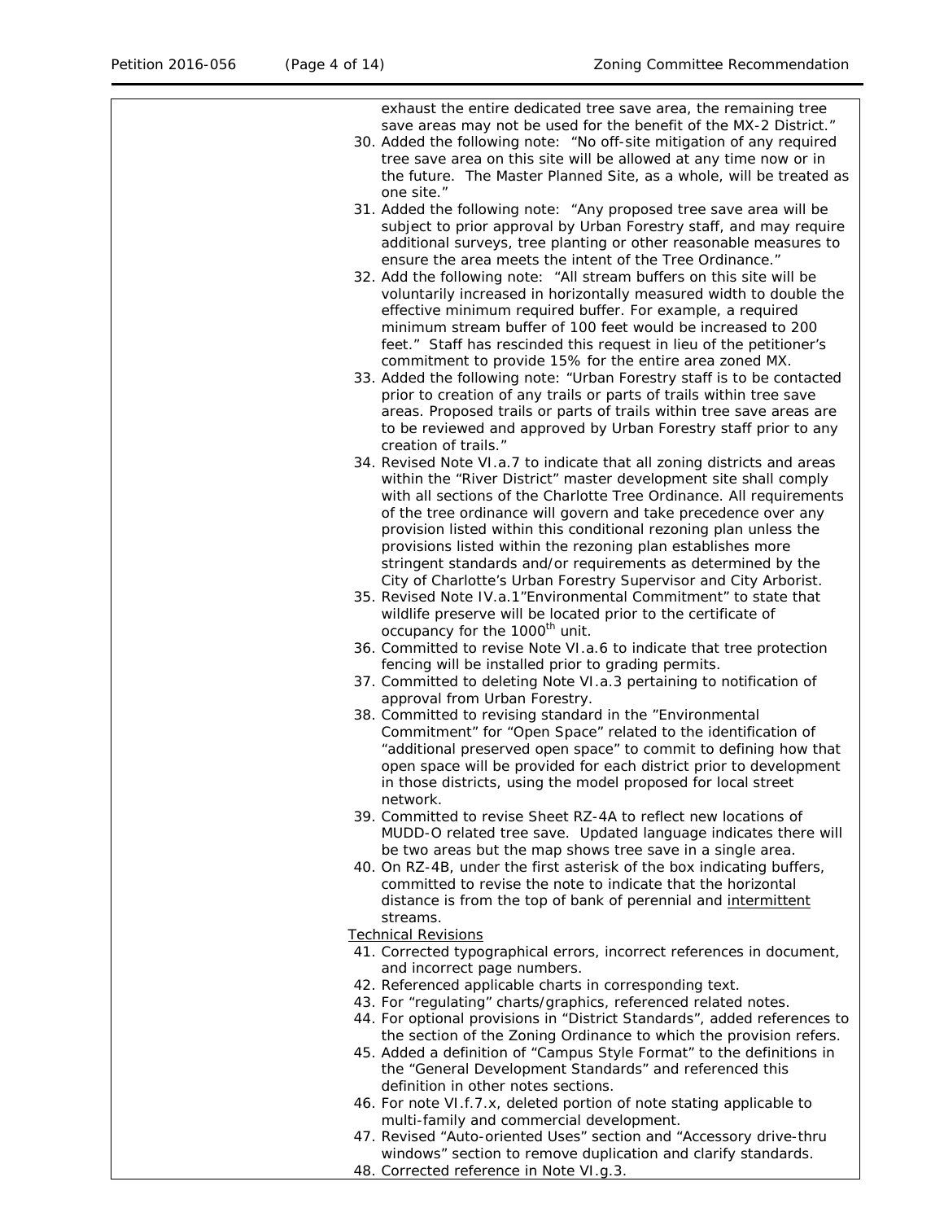exhaust the entire dedicated tree save area, the remaining tree save areas may not be used for the benefit of the MX-2 District."

30. Added the following note: "No off-site mitigation of any required tree save area on this site will be allowed at any time now or in the future. The Master Planned Site, as a whole, will be treated as one site."
31. Added the following note: "Any proposed tree save area will be subject to prior approval by Urban Forestry staff, and may require additional surveys, tree planting or other reasonable measures to ensure the area meets the intent of the Tree Ordinance."
32. Add the following note: "All stream buffers on this site will be voluntarily increased in horizontally measured width to double the effective minimum required buffer. For example, a required minimum stream buffer of 100 feet would be increased to 200 feet." Staff has rescinded this request in lieu of the petitioner's commitment to provide 15% for the entire area zoned MX.
33. Added the following note: "Urban Forestry staff is to be contacted prior to creation of any trails or parts of trails within tree save areas. Proposed trails or parts of trails within tree save areas are to be reviewed and approved by Urban Forestry staff prior to any creation of trails."
34. Revised Note VI.a.7 to indicate that all zoning districts and areas within the "River District" master development site shall comply with all sections of the Charlotte Tree Ordinance. All requirements of the tree ordinance will govern and take precedence over any provision listed within this conditional rezoning plan unless the provisions listed within the rezoning plan establishes more stringent standards and/or requirements as determined by the City of Charlotte's Urban Forestry Supervisor and City Arborist.
35. Revised Note IV.a.1"Environmental Commitment" to state that wildlife preserve will be located prior to the certificate of occupancy for the 1000th unit.
36. Committed to revise Note VI.a.6 to indicate that tree protection fencing will be installed prior to grading permits.
37. Committed to deleting Note VI.a.3 pertaining to notification of approval from Urban Forestry.
38. Committed to revising standard in the "Environmental Commitment" for "Open Space" related to the identification of "additional preserved open space" to commit to defining how that open space will be provided for each district prior to development in those districts, using the model proposed for local street network.
39. Committed to revise Sheet RZ-4A to reflect new locations of MUDD-O related tree save. Updated language indicates there will be two areas but the map shows tree save in a single area.
40. On RZ-4B, under the first asterisk of the box indicating buffers, committed to revise the note to indicate that the horizontal distance is from the top of bank of perennial and <u>intermittent</u> streams.

<u>Technical Revisions</u>

41. Corrected typographical errors, incorrect references in document, and incorrect page numbers.
42. Referenced applicable charts in corresponding text.
43. For "regulating" charts/graphics, referenced related notes.
44. For optional provisions in "District Standards", added references to the section of the Zoning Ordinance to which the provision refers.
45. Added a definition of "Campus Style Format" to the definitions in the "General Development Standards" and referenced this definition in other notes sections.
46. For note VI.f.7.x, deleted portion of note stating applicable to multi-family and commercial development.
47. Revised "Auto-oriented Uses" section and "Accessory drive-thru windows" section to remove duplication and clarify standards.
48. Corrected reference in Note VI.g.3.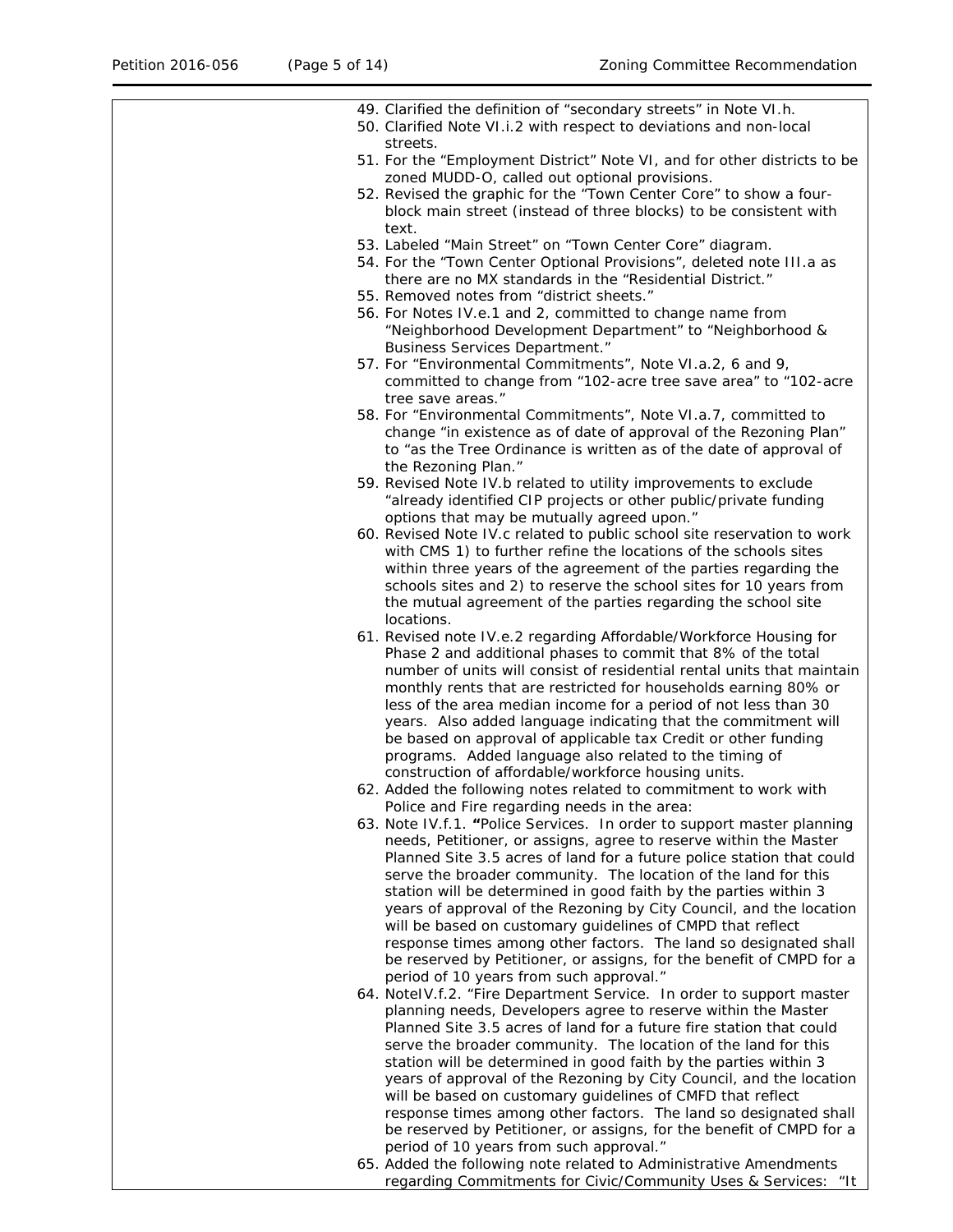49. Clarified the definition of "secondary streets" in Note VI.h.
50. Clarified Note VI.i.2 with respect to deviations and non-local streets.
51. For the "Employment District" Note VI, and for other districts to be zoned MUDD-O, called out optional provisions.
52. Revised the graphic for the "Town Center Core" to show a four-block main street (instead of three blocks) to be consistent with text.
53. Labeled "Main Street" on "Town Center Core" diagram.
54. For the "Town Center Optional Provisions", deleted note III.a as there are no MX standards in the "Residential District."
55. Removed notes from "district sheets."
56. For Notes IV.e.1 and 2, committed to change name from "Neighborhood Development Department" to "Neighborhood & Business Services Department."
57. For "Environmental Commitments", Note VI.a.2, 6 and 9, committed to change from "102-acre tree save area" to "102-acre tree save areas."
58. For "Environmental Commitments", Note VI.a.7, committed to change "in existence as of date of approval of the Rezoning Plan" to "as the Tree Ordinance is written as of the date of approval of the Rezoning Plan."
59. Revised Note IV.b related to utility improvements to exclude "already identified CIP projects or other public/private funding options that may be mutually agreed upon."
60. Revised Note IV.c related to public school site reservation to work with CMS 1) to further refine the locations of the schools sites within three years of the agreement of the parties regarding the schools sites and 2) to reserve the school sites for 10 years from the mutual agreement of the parties regarding the school site locations.
61. Revised note IV.e.2 regarding Affordable/Workforce Housing for Phase 2 and additional phases to commit that 8% of the total number of units will consist of residential rental units that maintain monthly rents that are restricted for households earning 80% or less of the area median income for a period of not less than 30 years. Also added language indicating that the commitment will be based on approval of applicable tax Credit or other funding programs. Added language also related to the timing of construction of affordable/workforce housing units.
62. Added the following notes related to commitment to work with Police and Fire regarding needs in the area:
63. Note IV.f.1. **"**Police Services. In order to support master planning needs, Petitioner, or assigns, agree to reserve within the Master Planned Site 3.5 acres of land for a future police station that could serve the broader community. The location of the land for this station will be determined in good faith by the parties within 3 years of approval of the Rezoning by City Council, and the location will be based on customary guidelines of CMPD that reflect response times among other factors. The land so designated shall be reserved by Petitioner, or assigns, for the benefit of CMPD for a period of 10 years from such approval."
64. NoteIV.f.2. "Fire Department Service. In order to support master planning needs, Developers agree to reserve within the Master Planned Site 3.5 acres of land for a future fire station that could serve the broader community. The location of the land for this station will be determined in good faith by the parties within 3 years of approval of the Rezoning by City Council, and the location will be based on customary guidelines of CMFD that reflect response times among other factors. The land so designated shall be reserved by Petitioner, or assigns, for the benefit of CMPD for a period of 10 years from such approval."
65. Added the following note related to Administrative Amendments regarding Commitments for Civic/Community Uses & Services: "It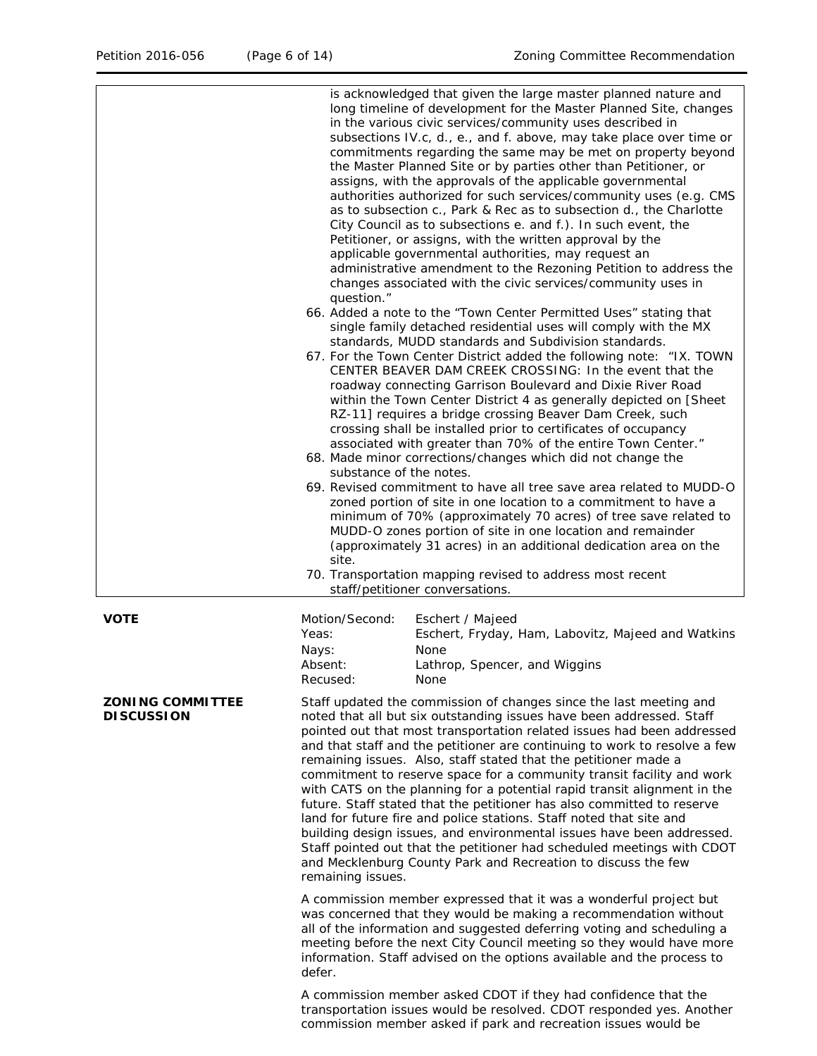is acknowledged that given the large master planned nature and long timeline of development for the Master Planned Site, changes in the various civic services/community uses described in subsections IV.c, d., e., and f. above, may take place over time or commitments regarding the same may be met on property beyond the Master Planned Site or by parties other than Petitioner, or assigns, with the approvals of the applicable governmental authorities authorized for such services/community uses (e.g. CMS as to subsection c., Park & Rec as to subsection d., the Charlotte City Council as to subsections e. and f.). In such event, the Petitioner, or assigns, with the written approval by the applicable governmental authorities, may request an administrative amendment to the Rezoning Petition to address the changes associated with the civic services/community uses in question."

66. Added a note to the "Town Center Permitted Uses" stating that single family detached residential uses will comply with the MX standards, MUDD standards and Subdivision standards.
67. For the Town Center District added the following note: "IX. TOWN CENTER BEAVER DAM CREEK CROSSING: In the event that the roadway connecting Garrison Boulevard and Dixie River Road within the Town Center District 4 as generally depicted on [Sheet RZ-11] requires a bridge crossing Beaver Dam Creek, such crossing shall be installed prior to certificates of occupancy associated with greater than 70% of the entire Town Center."
68. Made minor corrections/changes which did not change the substance of the notes.
69. Revised commitment to have all tree save area related to MUDD-O zoned portion of site in one location to a commitment to have a minimum of 70% (approximately 70 acres) of tree save related to MUDD-O zones portion of site in one location and remainder (approximately 31 acres) in an additional dedication area on the site.
70. Transportation mapping revised to address most recent staff/petitioner conversations.

**VOTE**

| | |
|---|---|
| Motion/Second: | Eschert / Majeed |
| Yeas: | Eschert, Fryday, Ham, Labovitz, Majeed and Watkins |
| Nays: | None |
| Absent: | Lathrop, Spencer, and Wiggins |
| Recused: | None |

**ZONING COMMITTEE DISCUSSION**

Staff updated the commission of changes since the last meeting and noted that all but six outstanding issues have been addressed. Staff pointed out that most transportation related issues had been addressed and that staff and the petitioner are continuing to work to resolve a few remaining issues. Also, staff stated that the petitioner made a commitment to reserve space for a community transit facility and work with CATS on the planning for a potential rapid transit alignment in the future. Staff stated that the petitioner has also committed to reserve land for future fire and police stations. Staff noted that site and building design issues, and environmental issues have been addressed. Staff pointed out that the petitioner had scheduled meetings with CDOT and Mecklenburg County Park and Recreation to discuss the few remaining issues.

A commission member expressed that it was a wonderful project but was concerned that they would be making a recommendation without all of the information and suggested deferring voting and scheduling a meeting before the next City Council meeting so they would have more information. Staff advised on the options available and the process to defer.

A commission member asked CDOT if they had confidence that the transportation issues would be resolved. CDOT responded yes. Another commission member asked if park and recreation issues would be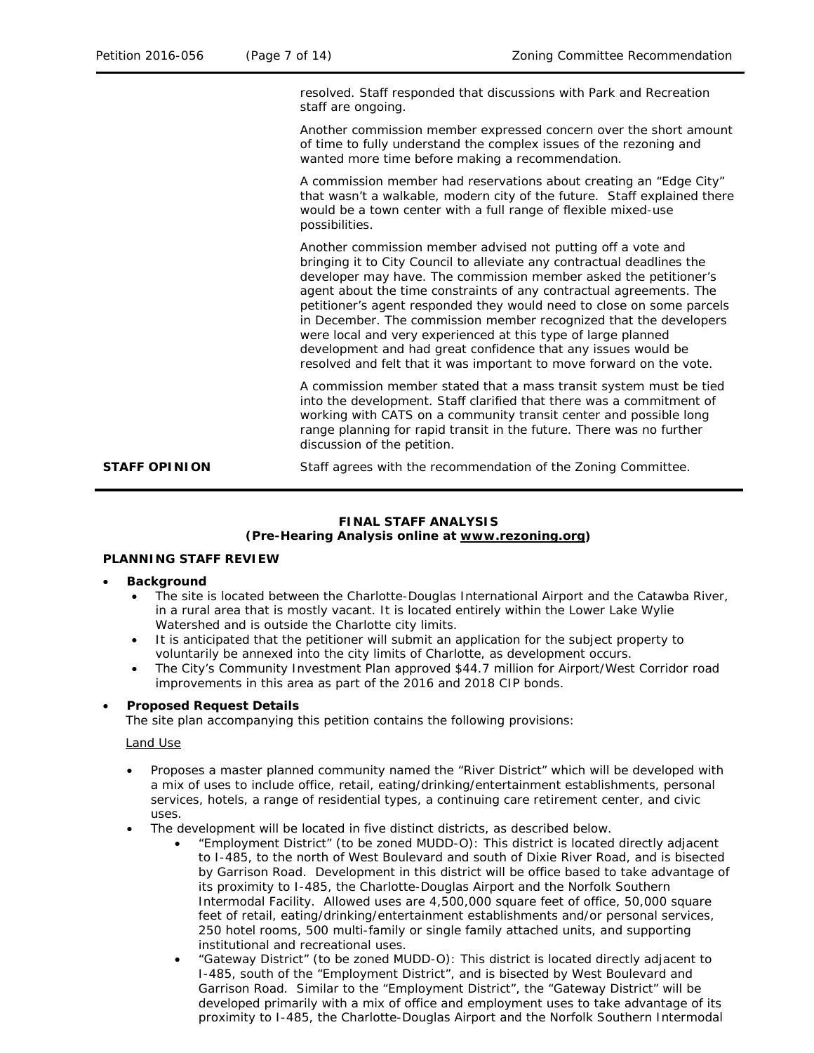resolved. Staff responded that discussions with Park and Recreation staff are ongoing.

Another commission member expressed concern over the short amount of time to fully understand the complex issues of the rezoning and wanted more time before making a recommendation.

A commission member had reservations about creating an "Edge City" that wasn't a walkable, modern city of the future. Staff explained there would be a town center with a full range of flexible mixed-use possibilities.

Another commission member advised not putting off a vote and bringing it to City Council to alleviate any contractual deadlines the developer may have. The commission member asked the petitioner's agent about the time constraints of any contractual agreements. The petitioner's agent responded they would need to close on some parcels in December. The commission member recognized that the developers were local and very experienced at this type of large planned development and had great confidence that any issues would be resolved and felt that it was important to move forward on the vote.

A commission member stated that a mass transit system must be tied into the development. Staff clarified that there was a commitment of working with CATS on a community transit center and possible long range planning for rapid transit in the future. There was no further discussion of the petition.

**STAFF OPINION** Staff agrees with the recommendation of the Zoning Committee.

---

**FINAL STAFF ANALYSIS**
**(Pre-Hearing Analysis online at www.rezoning.org)**

**PLANNING STAFF REVIEW**

- **Background**
  - The site is located between the Charlotte-Douglas International Airport and the Catawba River, in a rural area that is mostly vacant. It is located entirely within the Lower Lake Wylie Watershed and is outside the Charlotte city limits.
  - It is anticipated that the petitioner will submit an application for the subject property to voluntarily be annexed into the city limits of Charlotte, as development occurs.
  - The City's Community Investment Plan approved $44.7 million for Airport/West Corridor road improvements in this area as part of the 2016 and 2018 CIP bonds.

- **Proposed Request Details**
  The site plan accompanying this petition contains the following provisions:

  Land Use

  - Proposes a master planned community named the "River District" which will be developed with a mix of uses to include office, retail, eating/drinking/entertainment establishments, personal services, hotels, a range of residential types, a continuing care retirement center, and civic uses.
  - The development will be located in five distinct districts, as described below.
    - "Employment District" (to be zoned MUDD-O): This district is located directly adjacent to I-485, to the north of West Boulevard and south of Dixie River Road, and is bisected by Garrison Road. Development in this district will be office based to take advantage of its proximity to I-485, the Charlotte-Douglas Airport and the Norfolk Southern Intermodal Facility. Allowed uses are 4,500,000 square feet of office, 50,000 square feet of retail, eating/drinking/entertainment establishments and/or personal services, 250 hotel rooms, 500 multi-family or single family attached units, and supporting institutional and recreational uses.
    - "Gateway District" (to be zoned MUDD-O): This district is located directly adjacent to I-485, south of the "Employment District", and is bisected by West Boulevard and Garrison Road. Similar to the "Employment District", the "Gateway District" will be developed primarily with a mix of office and employment uses to take advantage of its proximity to I-485, the Charlotte-Douglas Airport and the Norfolk Southern Intermodal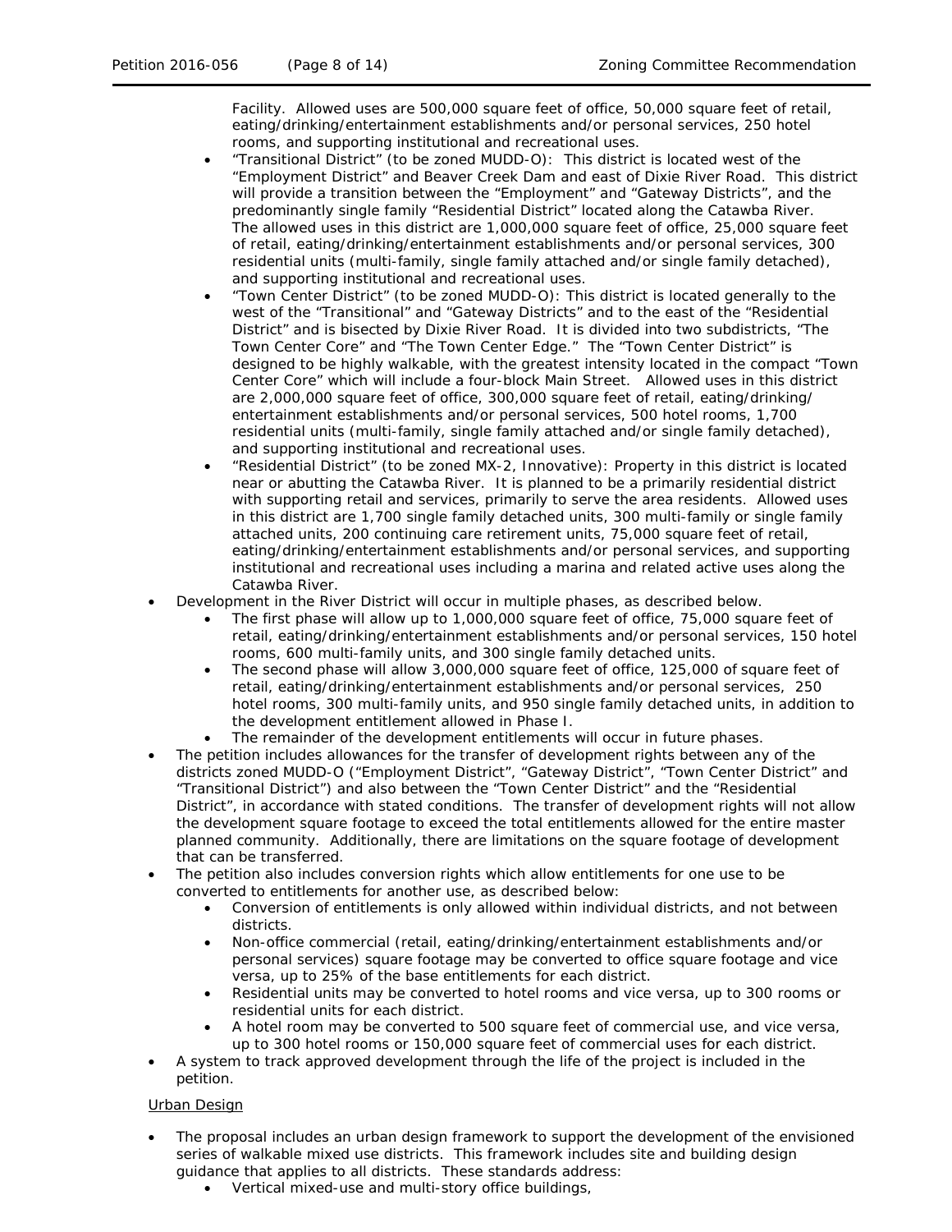Facility. Allowed uses are 500,000 square feet of office, 50,000 square feet of retail, eating/drinking/entertainment establishments and/or personal services, 250 hotel rooms, and supporting institutional and recreational uses.

- "Transitional District" (to be zoned MUDD-O): This district is located west of the "Employment District" and Beaver Creek Dam and east of Dixie River Road. This district will provide a transition between the "Employment" and "Gateway Districts", and the predominantly single family "Residential District" located along the Catawba River. The allowed uses in this district are 1,000,000 square feet of office, 25,000 square feet of retail, eating/drinking/entertainment establishments and/or personal services, 300 residential units (multi-family, single family attached and/or single family detached), and supporting institutional and recreational uses.
- "Town Center District" (to be zoned MUDD-O): This district is located generally to the west of the "Transitional" and "Gateway Districts" and to the east of the "Residential District" and is bisected by Dixie River Road. It is divided into two subdistricts, "The Town Center Core" and "The Town Center Edge." The "Town Center District" is designed to be highly walkable, with the greatest intensity located in the compact "Town Center Core" which will include a four-block Main Street. Allowed uses in this district are 2,000,000 square feet of office, 300,000 square feet of retail, eating/drinking/ entertainment establishments and/or personal services, 500 hotel rooms, 1,700 residential units (multi-family, single family attached and/or single family detached), and supporting institutional and recreational uses.
- "Residential District" (to be zoned MX-2, Innovative): Property in this district is located near or abutting the Catawba River. It is planned to be a primarily residential district with supporting retail and services, primarily to serve the area residents. Allowed uses in this district are 1,700 single family detached units, 300 multi-family or single family attached units, 200 continuing care retirement units, 75,000 square feet of retail, eating/drinking/entertainment establishments and/or personal services, and supporting institutional and recreational uses including a marina and related active uses along the Catawba River.

- Development in the River District will occur in multiple phases, as described below.
  - The first phase will allow up to 1,000,000 square feet of office, 75,000 square feet of retail, eating/drinking/entertainment establishments and/or personal services, 150 hotel rooms, 600 multi-family units, and 300 single family detached units.
  - The second phase will allow 3,000,000 square feet of office, 125,000 of square feet of retail, eating/drinking/entertainment establishments and/or personal services, 250 hotel rooms, 300 multi-family units, and 950 single family detached units, in addition to the development entitlement allowed in Phase I.
  - The remainder of the development entitlements will occur in future phases.
- The petition includes allowances for the transfer of development rights between any of the districts zoned MUDD-O ("Employment District", "Gateway District", "Town Center District" and "Transitional District") and also between the "Town Center District" and the "Residential District", in accordance with stated conditions. The transfer of development rights will not allow the development square footage to exceed the total entitlements allowed for the entire master planned community. Additionally, there are limitations on the square footage of development that can be transferred.
- The petition also includes conversion rights which allow entitlements for one use to be converted to entitlements for another use, as described below:
  - Conversion of entitlements is only allowed within individual districts, and not between districts.
  - Non-office commercial (retail, eating/drinking/entertainment establishments and/or personal services) square footage may be converted to office square footage and vice versa, up to 25% of the base entitlements for each district.
  - Residential units may be converted to hotel rooms and vice versa, up to 300 rooms or residential units for each district.
  - A hotel room may be converted to 500 square feet of commercial use, and vice versa, up to 300 hotel rooms or 150,000 square feet of commercial uses for each district.
- A system to track approved development through the life of the project is included in the petition.

Urban Design

- The proposal includes an urban design framework to support the development of the envisioned series of walkable mixed use districts. This framework includes site and building design guidance that applies to all districts. These standards address:
  - Vertical mixed-use and multi-story office buildings,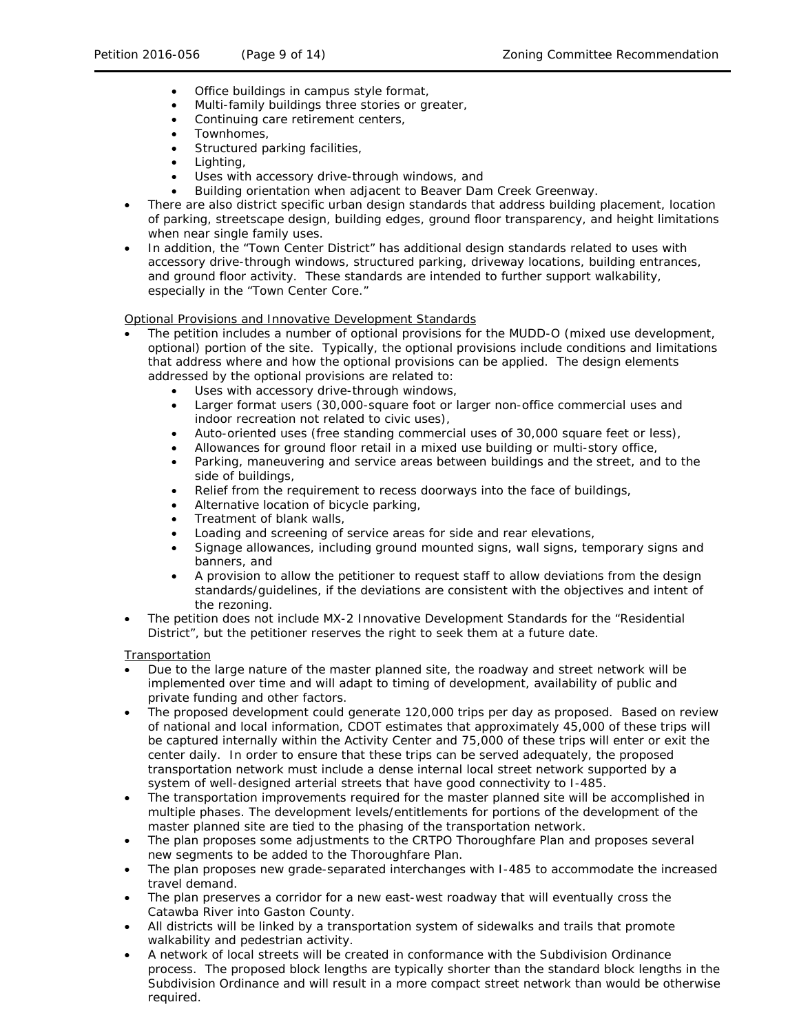- Office buildings in campus style format,
- Multi-family buildings three stories or greater,
- Continuing care retirement centers,
- Townhomes,
- Structured parking facilities,
- Lighting,
- Uses with accessory drive-through windows, and
- Building orientation when adjacent to Beaver Dam Creek Greenway.

- There are also district specific urban design standards that address building placement, location of parking, streetscape design, building edges, ground floor transparency, and height limitations when near single family uses.
- In addition, the "Town Center District" has additional design standards related to uses with accessory drive-through windows, structured parking, driveway locations, building entrances, and ground floor activity. These standards are intended to further support walkability, especially in the "Town Center Core."

Optional Provisions and Innovative Development Standards

- The petition includes a number of optional provisions for the MUDD-O (mixed use development, optional) portion of the site. Typically, the optional provisions include conditions and limitations that address where and how the optional provisions can be applied. The design elements addressed by the optional provisions are related to:
  - Uses with accessory drive-through windows,
  - Larger format users (30,000-square foot or larger non-office commercial uses and indoor recreation not related to civic uses),
  - Auto-oriented uses (free standing commercial uses of 30,000 square feet or less),
  - Allowances for ground floor retail in a mixed use building or multi-story office,
  - Parking, maneuvering and service areas between buildings and the street, and to the side of buildings,
  - Relief from the requirement to recess doorways into the face of buildings,
  - Alternative location of bicycle parking,
  - Treatment of blank walls,
  - Loading and screening of service areas for side and rear elevations,
  - Signage allowances, including ground mounted signs, wall signs, temporary signs and banners, and
  - A provision to allow the petitioner to request staff to allow deviations from the design standards/guidelines, if the deviations are consistent with the objectives and intent of the rezoning.
- The petition does not include MX-2 Innovative Development Standards for the "Residential District", but the petitioner reserves the right to seek them at a future date.

Transportation

- Due to the large nature of the master planned site, the roadway and street network will be implemented over time and will adapt to timing of development, availability of public and private funding and other factors.
- The proposed development could generate 120,000 trips per day as proposed. Based on review of national and local information, CDOT estimates that approximately 45,000 of these trips will be captured internally within the Activity Center and 75,000 of these trips will enter or exit the center daily. In order to ensure that these trips can be served adequately, the proposed transportation network must include a dense internal local street network supported by a system of well-designed arterial streets that have good connectivity to I-485.
- The transportation improvements required for the master planned site will be accomplished in multiple phases. The development levels/entitlements for portions of the development of the master planned site are tied to the phasing of the transportation network.
- The plan proposes some adjustments to the CRTPO Thoroughfare Plan and proposes several new segments to be added to the Thoroughfare Plan.
- The plan proposes new grade-separated interchanges with I-485 to accommodate the increased travel demand.
- The plan preserves a corridor for a new east-west roadway that will eventually cross the Catawba River into Gaston County.
- All districts will be linked by a transportation system of sidewalks and trails that promote walkability and pedestrian activity.
- A network of local streets will be created in conformance with the Subdivision Ordinance process. The proposed block lengths are typically shorter than the standard block lengths in the Subdivision Ordinance and will result in a more compact street network than would be otherwise required.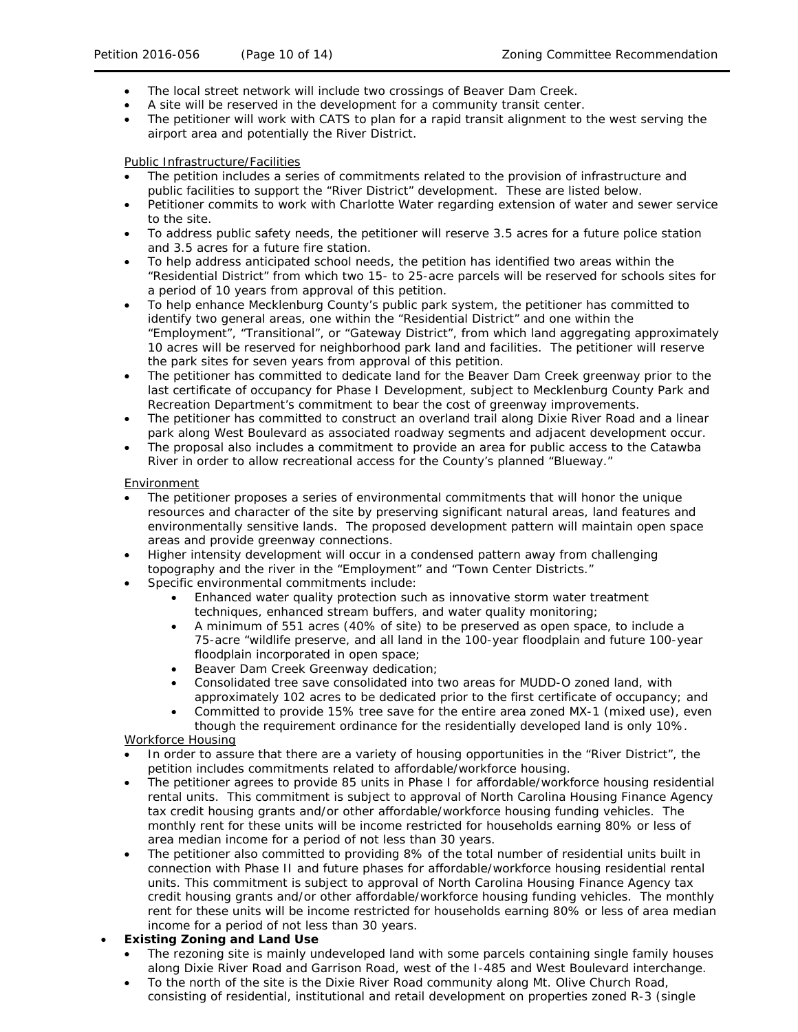- The local street network will include two crossings of Beaver Dam Creek.
- A site will be reserved in the development for a community transit center.
- The petitioner will work with CATS to plan for a rapid transit alignment to the west serving the airport area and potentially the River District.

Public Infrastructure/Facilities

- The petition includes a series of commitments related to the provision of infrastructure and public facilities to support the "River District" development. These are listed below.
- Petitioner commits to work with Charlotte Water regarding extension of water and sewer service to the site.
- To address public safety needs, the petitioner will reserve 3.5 acres for a future police station and 3.5 acres for a future fire station.
- To help address anticipated school needs, the petition has identified two areas within the "Residential District" from which two 15- to 25-acre parcels will be reserved for schools sites for a period of 10 years from approval of this petition.
- To help enhance Mecklenburg County's public park system, the petitioner has committed to identify two general areas, one within the "Residential District" and one within the "Employment", "Transitional", or "Gateway District", from which land aggregating approximately 10 acres will be reserved for neighborhood park land and facilities. The petitioner will reserve the park sites for seven years from approval of this petition.
- The petitioner has committed to dedicate land for the Beaver Dam Creek greenway prior to the last certificate of occupancy for Phase I Development, subject to Mecklenburg County Park and Recreation Department's commitment to bear the cost of greenway improvements.
- The petitioner has committed to construct an overland trail along Dixie River Road and a linear park along West Boulevard as associated roadway segments and adjacent development occur.
- The proposal also includes a commitment to provide an area for public access to the Catawba River in order to allow recreational access for the County's planned "Blueway."

Environment

- The petitioner proposes a series of environmental commitments that will honor the unique resources and character of the site by preserving significant natural areas, land features and environmentally sensitive lands. The proposed development pattern will maintain open space areas and provide greenway connections.
- Higher intensity development will occur in a condensed pattern away from challenging topography and the river in the "Employment" and "Town Center Districts."
- Specific environmental commitments include:
  - Enhanced water quality protection such as innovative storm water treatment techniques, enhanced stream buffers, and water quality monitoring;
  - A minimum of 551 acres (40% of site) to be preserved as open space, to include a 75-acre "wildlife preserve, and all land in the 100-year floodplain and future 100-year floodplain incorporated in open space;
  - Beaver Dam Creek Greenway dedication;
  - Consolidated tree save consolidated into two areas for MUDD-O zoned land, with approximately 102 acres to be dedicated prior to the first certificate of occupancy; and
  - Committed to provide 15% tree save for the entire area zoned MX-1 (mixed use), even though the requirement ordinance for the residentially developed land is only 10%.

Workforce Housing

- In order to assure that there are a variety of housing opportunities in the "River District", the petition includes commitments related to affordable/workforce housing.
- The petitioner agrees to provide 85 units in Phase I for affordable/workforce housing residential rental units. This commitment is subject to approval of North Carolina Housing Finance Agency tax credit housing grants and/or other affordable/workforce housing funding vehicles. The monthly rent for these units will be income restricted for households earning 80% or less of area median income for a period of not less than 30 years.
- The petitioner also committed to providing 8% of the total number of residential units built in connection with Phase II and future phases for affordable/workforce housing residential rental units. This commitment is subject to approval of North Carolina Housing Finance Agency tax credit housing grants and/or other affordable/workforce housing funding vehicles. The monthly rent for these units will be income restricted for households earning 80% or less of area median income for a period of not less than 30 years.

- **Existing Zoning and Land Use**
  - The rezoning site is mainly undeveloped land with some parcels containing single family houses along Dixie River Road and Garrison Road, west of the I-485 and West Boulevard interchange.
  - To the north of the site is the Dixie River Road community along Mt. Olive Church Road, consisting of residential, institutional and retail development on properties zoned R-3 (single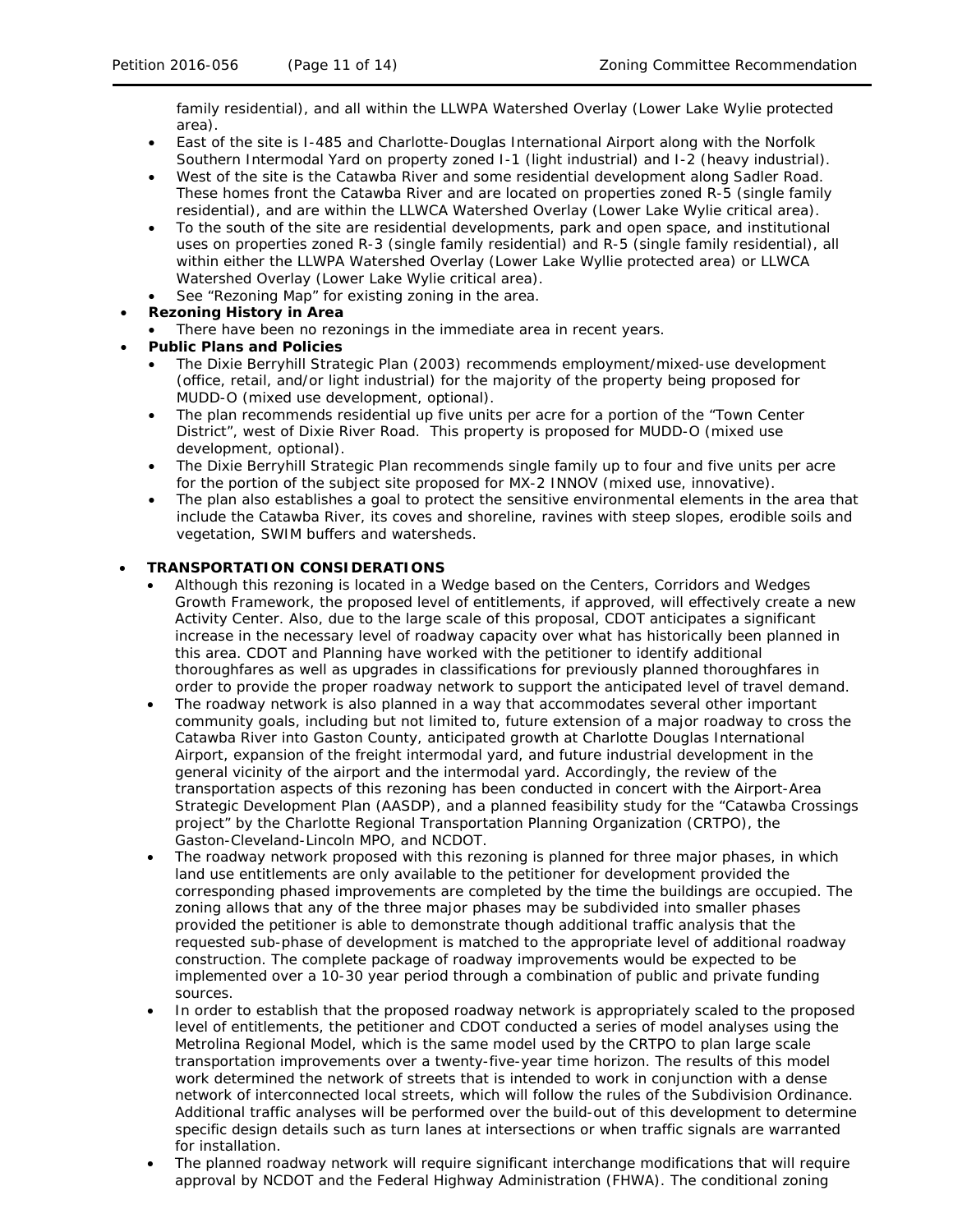family residential), and all within the LLWPA Watershed Overlay (Lower Lake Wylie protected area).

- East of the site is I-485 and Charlotte-Douglas International Airport along with the Norfolk Southern Intermodal Yard on property zoned I-1 (light industrial) and I-2 (heavy industrial).
- West of the site is the Catawba River and some residential development along Sadler Road. These homes front the Catawba River and are located on properties zoned R-5 (single family residential), and are within the LLWCA Watershed Overlay (Lower Lake Wylie critical area).
- To the south of the site are residential developments, park and open space, and institutional uses on properties zoned R-3 (single family residential) and R-5 (single family residential), all within either the LLWPA Watershed Overlay (Lower Lake Wyllie protected area) or LLWCA Watershed Overlay (Lower Lake Wylie critical area).
- See "Rezoning Map" for existing zoning in the area.

- **Rezoning History in Area**
  - There have been no rezonings in the immediate area in recent years.
- **Public Plans and Policies**
  - The Dixie Berryhill Strategic Plan (2003) recommends employment/mixed-use development (office, retail, and/or light industrial) for the majority of the property being proposed for MUDD-O (mixed use development, optional).
  - The plan recommends residential up five units per acre for a portion of the "Town Center District", west of Dixie River Road. This property is proposed for MUDD-O (mixed use development, optional).
  - The Dixie Berryhill Strategic Plan recommends single family up to four and five units per acre for the portion of the subject site proposed for MX-2 INNOV (mixed use, innovative).
  - The plan also establishes a goal to protect the sensitive environmental elements in the area that include the Catawba River, its coves and shoreline, ravines with steep slopes, erodible soils and vegetation, SWIM buffers and watersheds.

- **TRANSPORTATION CONSIDERATIONS**
  - Although this rezoning is located in a Wedge based on the Centers, Corridors and Wedges Growth Framework, the proposed level of entitlements, if approved, will effectively create a new Activity Center. Also, due to the large scale of this proposal, CDOT anticipates a significant increase in the necessary level of roadway capacity over what has historically been planned in this area. CDOT and Planning have worked with the petitioner to identify additional thoroughfares as well as upgrades in classifications for previously planned thoroughfares in order to provide the proper roadway network to support the anticipated level of travel demand.
  - The roadway network is also planned in a way that accommodates several other important community goals, including but not limited to, future extension of a major roadway to cross the Catawba River into Gaston County, anticipated growth at Charlotte Douglas International Airport, expansion of the freight intermodal yard, and future industrial development in the general vicinity of the airport and the intermodal yard. Accordingly, the review of the transportation aspects of this rezoning has been conducted in concert with the Airport-Area Strategic Development Plan (AASDP), and a planned feasibility study for the "Catawba Crossings project" by the Charlotte Regional Transportation Planning Organization (CRTPO), the Gaston-Cleveland-Lincoln MPO, and NCDOT.
  - The roadway network proposed with this rezoning is planned for three major phases, in which land use entitlements are only available to the petitioner for development provided the corresponding phased improvements are completed by the time the buildings are occupied. The zoning allows that any of the three major phases may be subdivided into smaller phases provided the petitioner is able to demonstrate though additional traffic analysis that the requested sub-phase of development is matched to the appropriate level of additional roadway construction. The complete package of roadway improvements would be expected to be implemented over a 10-30 year period through a combination of public and private funding sources.
  - In order to establish that the proposed roadway network is appropriately scaled to the proposed level of entitlements, the petitioner and CDOT conducted a series of model analyses using the Metrolina Regional Model, which is the same model used by the CRTPO to plan large scale transportation improvements over a twenty-five-year time horizon. The results of this model work determined the network of streets that is intended to work in conjunction with a dense network of interconnected local streets, which will follow the rules of the Subdivision Ordinance. Additional traffic analyses will be performed over the build-out of this development to determine specific design details such as turn lanes at intersections or when traffic signals are warranted for installation.
  - The planned roadway network will require significant interchange modifications that will require approval by NCDOT and the Federal Highway Administration (FHWA). The conditional zoning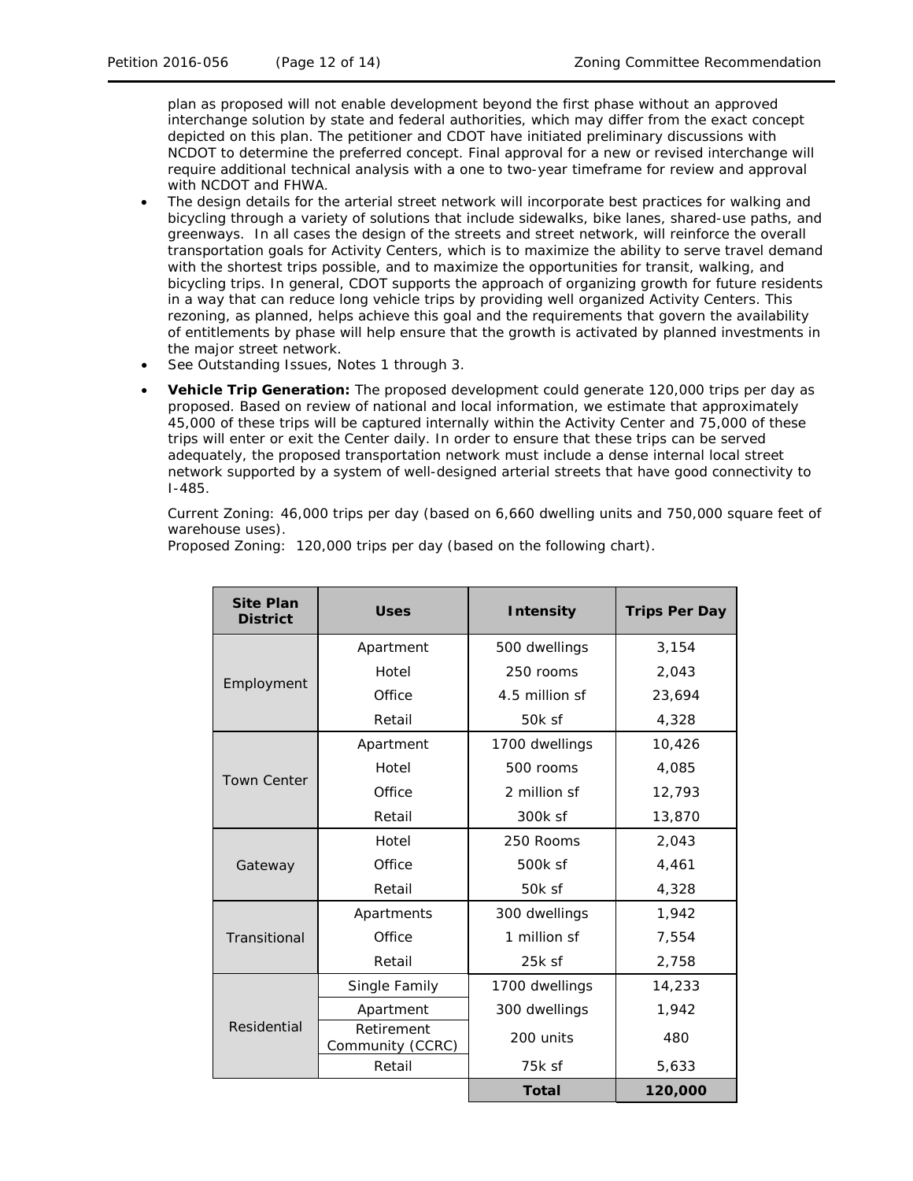plan as proposed will not enable development beyond the first phase without an approved interchange solution by state and federal authorities, which may differ from the exact concept depicted on this plan. The petitioner and CDOT have initiated preliminary discussions with NCDOT to determine the preferred concept. Final approval for a new or revised interchange will require additional technical analysis with a one to two-year timeframe for review and approval with NCDOT and FHWA.

- The design details for the arterial street network will incorporate best practices for walking and bicycling through a variety of solutions that include sidewalks, bike lanes, shared-use paths, and greenways. In all cases the design of the streets and street network, will reinforce the overall transportation goals for Activity Centers, which is to maximize the ability to serve travel demand with the shortest trips possible, and to maximize the opportunities for transit, walking, and bicycling trips. In general, CDOT supports the approach of organizing growth for future residents in a way that can reduce long vehicle trips by providing well organized Activity Centers. This rezoning, as planned, helps achieve this goal and the requirements that govern the availability of entitlements by phase will help ensure that the growth is activated by planned investments in the major street network.
- See Outstanding Issues, Notes 1 through 3.
- **Vehicle Trip Generation:** The proposed development could generate 120,000 trips per day as proposed. Based on review of national and local information, we estimate that approximately 45,000 of these trips will be captured internally within the Activity Center and 75,000 of these trips will enter or exit the Center daily. In order to ensure that these trips can be served adequately, the proposed transportation network must include a dense internal local street network supported by a system of well-designed arterial streets that have good connectivity to I-485.

  Current Zoning: 46,000 trips per day (based on 6,660 dwelling units and 750,000 square feet of warehouse uses).
  Proposed Zoning: 120,000 trips per day (based on the following chart).

| Site Plan District | Uses | Intensity | Trips Per Day |
|---|---|---|---|
| Employment | Apartment | 500 dwellings | 3,154 |
| | Hotel | 250 rooms | 2,043 |
| | Office | 4.5 million sf | 23,694 |
| | Retail | 50k sf | 4,328 |
| Town Center | Apartment | 1700 dwellings | 10,426 |
| | Hotel | 500 rooms | 4,085 |
| | Office | 2 million sf | 12,793 |
| | Retail | 300k sf | 13,870 |
| Gateway | Hotel | 250 Rooms | 2,043 |
| | Office | 500k sf | 4,461 |
| | Retail | 50k sf | 4,328 |
| Transitional | Apartments | 300 dwellings | 1,942 |
| | Office | 1 million sf | 7,554 |
| | Retail | 25k sf | 2,758 |
| Residential | Single Family | 1700 dwellings | 14,233 |
| | Apartment | 300 dwellings | 1,942 |
| | Retirement Community (CCRC) | 200 units | 480 |
| | Retail | 75k sf | 5,633 |
| | | **Total** | **120,000** |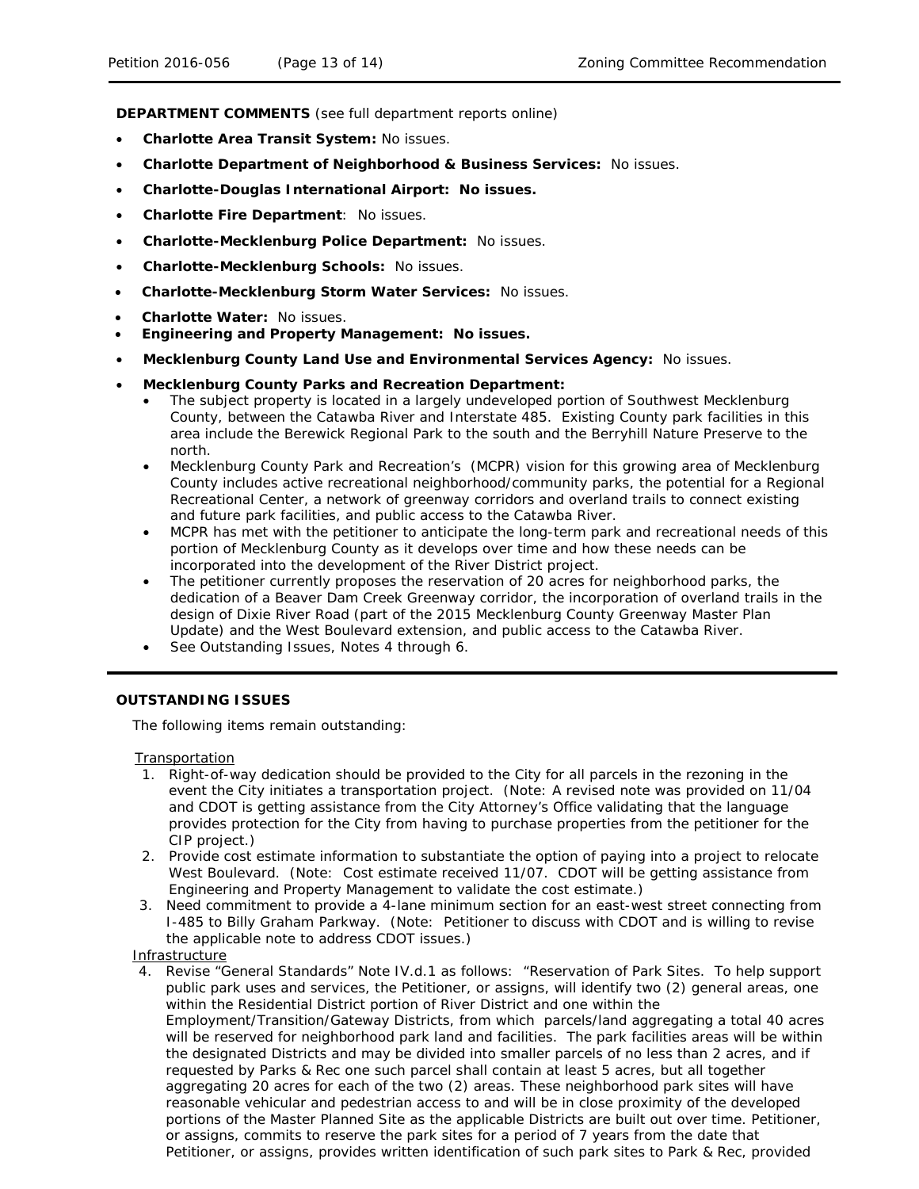**DEPARTMENT COMMENTS** (see full department reports online)

- **Charlotte Area Transit System:** No issues.
- **Charlotte Department of Neighborhood & Business Services:** No issues.
- **Charlotte-Douglas International Airport: No issues.**
- **Charlotte Fire Department**: No issues.
- **Charlotte-Mecklenburg Police Department:** No issues.
- **Charlotte-Mecklenburg Schools:** No issues.
- **Charlotte-Mecklenburg Storm Water Services:** No issues.
- **Charlotte Water:** No issues.
- **Engineering and Property Management: No issues.**
- **Mecklenburg County Land Use and Environmental Services Agency:** No issues.
- **Mecklenburg County Parks and Recreation Department:**
  - The subject property is located in a largely undeveloped portion of Southwest Mecklenburg County, between the Catawba River and Interstate 485. Existing County park facilities in this area include the Berewick Regional Park to the south and the Berryhill Nature Preserve to the north.
  - Mecklenburg County Park and Recreation's (MCPR) vision for this growing area of Mecklenburg County includes active recreational neighborhood/community parks, the potential for a Regional Recreational Center, a network of greenway corridors and overland trails to connect existing and future park facilities, and public access to the Catawba River.
  - MCPR has met with the petitioner to anticipate the long-term park and recreational needs of this portion of Mecklenburg County as it develops over time and how these needs can be incorporated into the development of the River District project.
  - The petitioner currently proposes the reservation of 20 acres for neighborhood parks, the dedication of a Beaver Dam Creek Greenway corridor, the incorporation of overland trails in the design of Dixie River Road (part of the 2015 Mecklenburg County Greenway Master Plan Update) and the West Boulevard extension, and public access to the Catawba River.
  - See Outstanding Issues, Notes 4 through 6.

**OUTSTANDING ISSUES**

The following items remain outstanding:

Transportation

1. Right-of-way dedication should be provided to the City for all parcels in the rezoning in the event the City initiates a transportation project. (Note: A revised note was provided on 11/04 and CDOT is getting assistance from the City Attorney's Office validating that the language provides protection for the City from having to purchase properties from the petitioner for the CIP project.)
2. Provide cost estimate information to substantiate the option of paying into a project to relocate West Boulevard. (Note: Cost estimate received 11/07. CDOT will be getting assistance from Engineering and Property Management to validate the cost estimate.)
3. Need commitment to provide a 4-lane minimum section for an east-west street connecting from I-485 to Billy Graham Parkway. (Note: Petitioner to discuss with CDOT and is willing to revise the applicable note to address CDOT issues.)

Infrastructure

4. Revise "General Standards" Note IV.d.1 as follows: "Reservation of Park Sites. To help support public park uses and services, the Petitioner, or assigns, will identify two (2) general areas, one within the Residential District portion of River District and one within the Employment/Transition/Gateway Districts, from which parcels/land aggregating a total 40 acres will be reserved for neighborhood park land and facilities. The park facilities areas will be within the designated Districts and may be divided into smaller parcels of no less than 2 acres, and if requested by Parks & Rec one such parcel shall contain at least 5 acres, but all together aggregating 20 acres for each of the two (2) areas. These neighborhood park sites will have reasonable vehicular and pedestrian access to and will be in close proximity of the developed portions of the Master Planned Site as the applicable Districts are built out over time. Petitioner, or assigns, commits to reserve the park sites for a period of 7 years from the date that Petitioner, or assigns, provides written identification of such park sites to Park & Rec, provided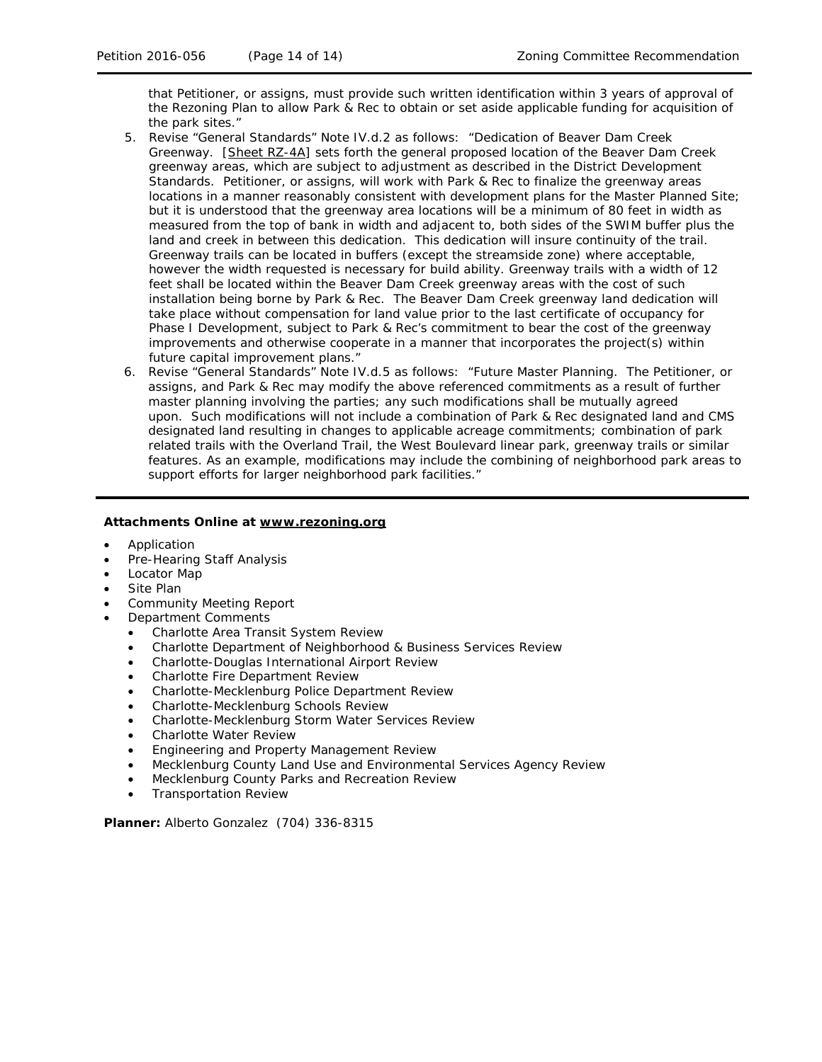that Petitioner, or assigns, must provide such written identification within 3 years of approval of the Rezoning Plan to allow Park & Rec to obtain or set aside applicable funding for acquisition of the park sites."

5. Revise "General Standards" Note IV.d.2 as follows: "Dedication of Beaver Dam Creek Greenway. [Sheet RZ-4A] sets forth the general proposed location of the Beaver Dam Creek greenway areas, which are subject to adjustment as described in the District Development Standards. Petitioner, or assigns, will work with Park & Rec to finalize the greenway areas locations in a manner reasonably consistent with development plans for the Master Planned Site; but it is understood that the greenway area locations will be a minimum of 80 feet in width as measured from the top of bank in width and adjacent to, both sides of the SWIM buffer plus the land and creek in between this dedication. This dedication will insure continuity of the trail. Greenway trails can be located in buffers (except the streamside zone) where acceptable, however the width requested is necessary for build ability. Greenway trails with a width of 12 feet shall be located within the Beaver Dam Creek greenway areas with the cost of such installation being borne by Park & Rec. The Beaver Dam Creek greenway land dedication will take place without compensation for land value prior to the last certificate of occupancy for Phase I Development, subject to Park & Rec's commitment to bear the cost of the greenway improvements and otherwise cooperate in a manner that incorporates the project(s) within future capital improvement plans."
6. Revise "General Standards" Note IV.d.5 as follows: "Future Master Planning. The Petitioner, or assigns, and Park & Rec may modify the above referenced commitments as a result of further master planning involving the parties; any such modifications shall be mutually agreed upon. Such modifications will not include a combination of Park & Rec designated land and CMS designated land resulting in changes to applicable acreage commitments; combination of park related trails with the Overland Trail, the West Boulevard linear park, greenway trails or similar features. As an example, modifications may include the combining of neighborhood park areas to support efforts for larger neighborhood park facilities."

---

**Attachments Online at www.rezoning.org**

- Application
- Pre-Hearing Staff Analysis
- Locator Map
- Site Plan
- Community Meeting Report
- Department Comments
  - Charlotte Area Transit System Review
  - Charlotte Department of Neighborhood & Business Services Review
  - Charlotte-Douglas International Airport Review
  - Charlotte Fire Department Review
  - Charlotte-Mecklenburg Police Department Review
  - Charlotte-Mecklenburg Schools Review
  - Charlotte-Mecklenburg Storm Water Services Review
  - Charlotte Water Review
  - Engineering and Property Management Review
  - Mecklenburg County Land Use and Environmental Services Agency Review
  - Mecklenburg County Parks and Recreation Review
  - Transportation Review

**Planner:** Alberto Gonzalez (704) 336-8315